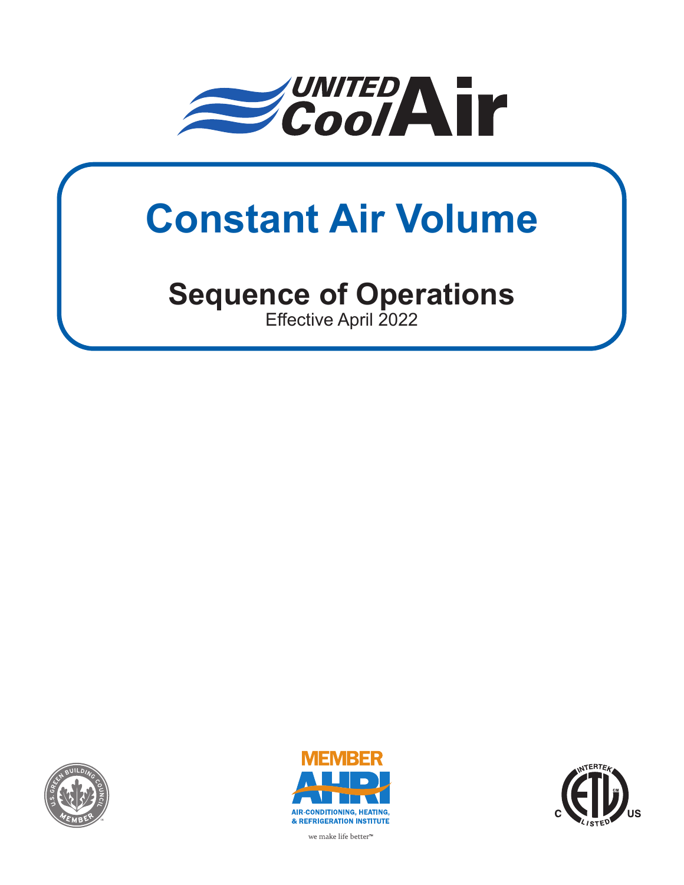UNITED CoolAir

# Constant Air Volume

## Sequence of Operations

Effective April 2022

U.S. GREEN BUILDING COUNCIL MEMBER

MEMBER AHRI AIR-CONDITIONING, HEATING, & REFRIGERATION INSTITUTE

we make life better™

INTERTEK C ETL US LISTED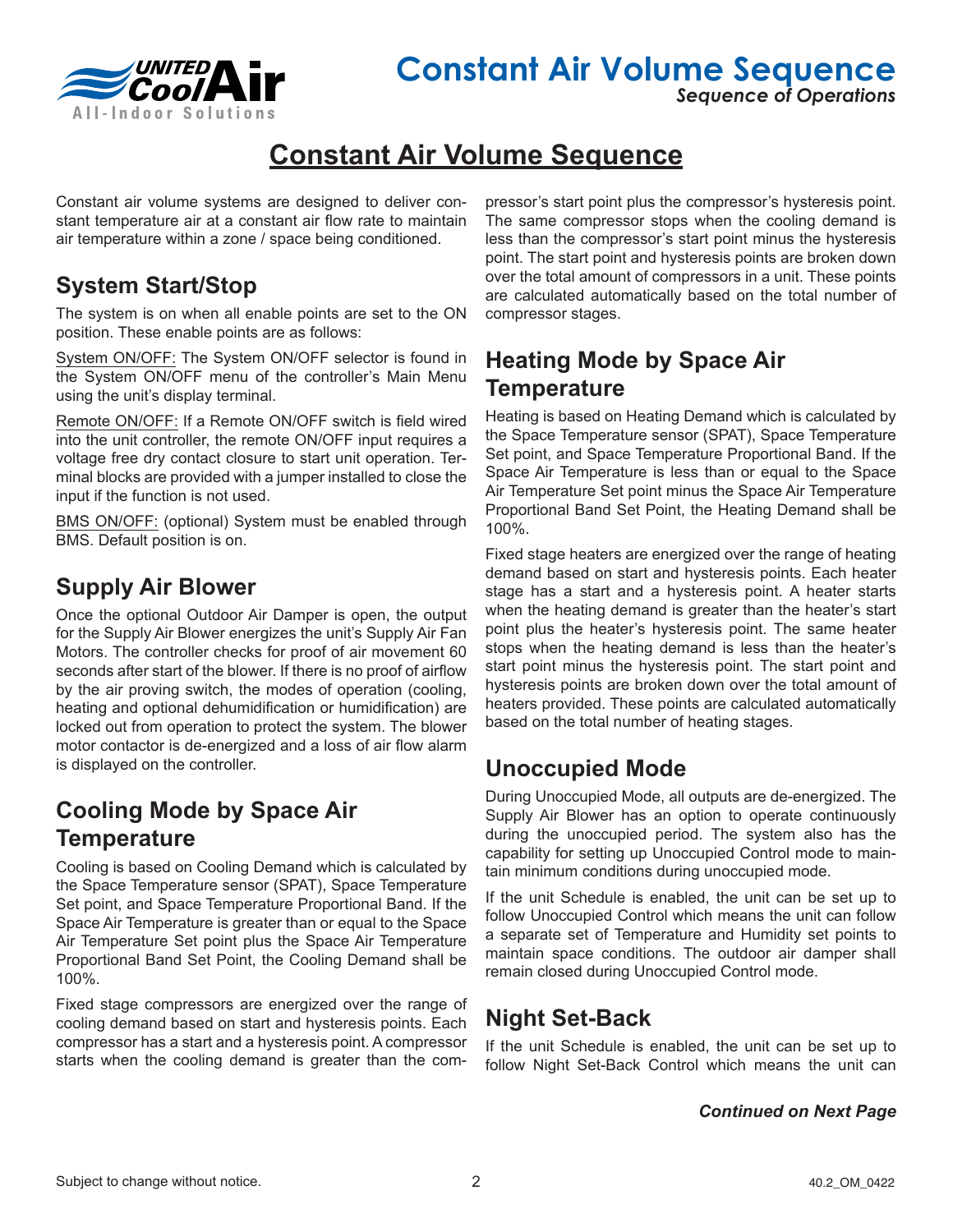# Constant Air Volume Sequence

Constant air volume systems are designed to deliver constant temperature air at a constant air flow rate to maintain air temperature within a zone / space being conditioned.

## System Start/Stop

The system is on when all enable points are set to the ON position. These enable points are as follows:

System ON/OFF: The System ON/OFF selector is found in the System ON/OFF menu of the controller's Main Menu using the unit's display terminal.

Remote ON/OFF: If a Remote ON/OFF switch is field wired into the unit controller, the remote ON/OFF input requires a voltage free dry contact closure to start unit operation. Terminal blocks are provided with a jumper installed to close the input if the function is not used.

BMS ON/OFF: (optional) System must be enabled through BMS. Default position is on.

## Supply Air Blower

Once the optional Outdoor Air Damper is open, the output for the Supply Air Blower energizes the unit's Supply Air Fan Motors. The controller checks for proof of air movement 60 seconds after start of the blower. If there is no proof of airflow by the air proving switch, the modes of operation (cooling, heating and optional dehumidification or humidification) are locked out from operation to protect the system. The blower motor contactor is de-energized and a loss of air flow alarm is displayed on the controller.

## Cooling Mode by Space Air Temperature

Cooling is based on Cooling Demand which is calculated by the Space Temperature sensor (SPAT), Space Temperature Set point, and Space Temperature Proportional Band. If the Space Air Temperature is greater than or equal to the Space Air Temperature Set point plus the Space Air Temperature Proportional Band Set Point, the Cooling Demand shall be 100%.

Fixed stage compressors are energized over the range of cooling demand based on start and hysteresis points. Each compressor has a start and a hysteresis point. A compressor starts when the cooling demand is greater than the compressor's start point plus the compressor's hysteresis point. The same compressor stops when the cooling demand is less than the compressor's start point minus the hysteresis point. The start point and hysteresis points are broken down over the total amount of compressors in a unit. These points are calculated automatically based on the total number of compressor stages.

## Heating Mode by Space Air Temperature

Heating is based on Heating Demand which is calculated by the Space Temperature sensor (SPAT), Space Temperature Set point, and Space Temperature Proportional Band. If the Space Air Temperature is less than or equal to the Space Air Temperature Set point minus the Space Air Temperature Proportional Band Set Point, the Heating Demand shall be 100%.

Fixed stage heaters are energized over the range of heating demand based on start and hysteresis points. Each heater stage has a start and a hysteresis point. A heater starts when the heating demand is greater than the heater's start point plus the heater's hysteresis point. The same heater stops when the heating demand is less than the heater's start point minus the hysteresis point. The start point and hysteresis points are broken down over the total amount of heaters provided. These points are calculated automatically based on the total number of heating stages.

## Unoccupied Mode

During Unoccupied Mode, all outputs are de-energized. The Supply Air Blower has an option to operate continuously during the unoccupied period. The system also has the capability for setting up Unoccupied Control mode to maintain minimum conditions during unoccupied mode.

If the unit Schedule is enabled, the unit can be set up to follow Unoccupied Control which means the unit can follow a separate set of Temperature and Humidity set points to maintain space conditions. The outdoor air damper shall remain closed during Unoccupied Control mode.

## Night Set-Back

If the unit Schedule is enabled, the unit can be set up to follow Night Set-Back Control which means the unit can

***Continued on Next Page***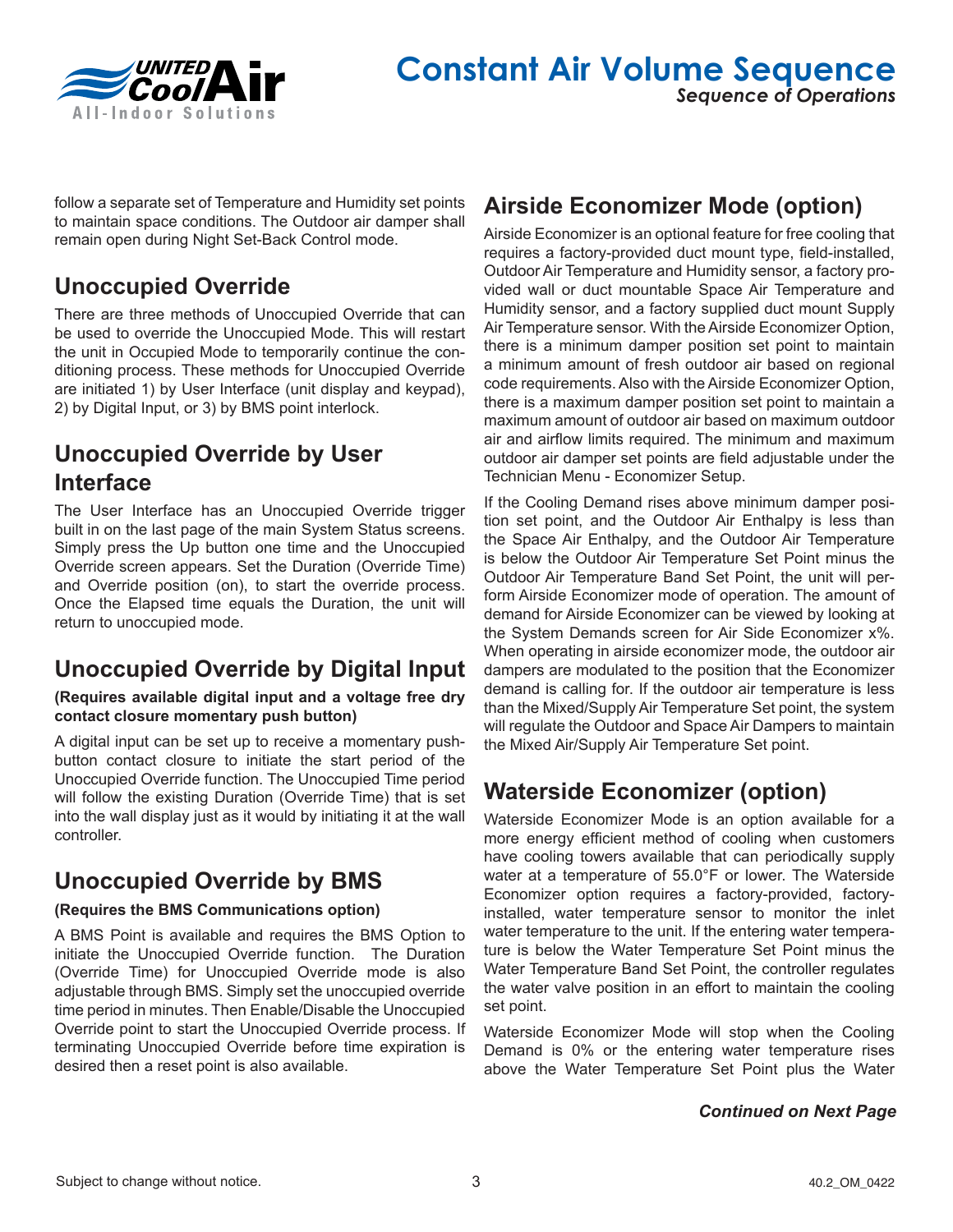follow a separate set of Temperature and Humidity set points to maintain space conditions. The Outdoor air damper shall remain open during Night Set-Back Control mode.

## Unoccupied Override

There are three methods of Unoccupied Override that can be used to override the Unoccupied Mode. This will restart the unit in Occupied Mode to temporarily continue the conditioning process. These methods for Unoccupied Override are initiated 1) by User Interface (unit display and keypad), 2) by Digital Input, or 3) by BMS point interlock.

## Unoccupied Override by User Interface

The User Interface has an Unoccupied Override trigger built in on the last page of the main System Status screens. Simply press the Up button one time and the Unoccupied Override screen appears. Set the Duration (Override Time) and Override position (on), to start the override process. Once the Elapsed time equals the Duration, the unit will return to unoccupied mode.

## Unoccupied Override by Digital Input

**(Requires available digital input and a voltage free dry contact closure momentary push button)**

A digital input can be set up to receive a momentary push-button contact closure to initiate the start period of the Unoccupied Override function. The Unoccupied Time period will follow the existing Duration (Override Time) that is set into the wall display just as it would by initiating it at the wall controller.

## Unoccupied Override by BMS

**(Requires the BMS Communications option)**

A BMS Point is available and requires the BMS Option to initiate the Unoccupied Override function. The Duration (Override Time) for Unoccupied Override mode is also adjustable through BMS. Simply set the unoccupied override time period in minutes. Then Enable/Disable the Unoccupied Override point to start the Unoccupied Override process. If terminating Unoccupied Override before time expiration is desired then a reset point is also available.

## Airside Economizer Mode (option)

Airside Economizer is an optional feature for free cooling that requires a factory-provided duct mount type, field-installed, Outdoor Air Temperature and Humidity sensor, a factory provided wall or duct mountable Space Air Temperature and Humidity sensor, and a factory supplied duct mount Supply Air Temperature sensor. With the Airside Economizer Option, there is a minimum damper position set point to maintain a minimum amount of fresh outdoor air based on regional code requirements. Also with the Airside Economizer Option, there is a maximum damper position set point to maintain a maximum amount of outdoor air based on maximum outdoor air and airflow limits required. The minimum and maximum outdoor air damper set points are field adjustable under the Technician Menu - Economizer Setup.

If the Cooling Demand rises above minimum damper position set point, and the Outdoor Air Enthalpy is less than the Space Air Enthalpy, and the Outdoor Air Temperature is below the Outdoor Air Temperature Set Point minus the Outdoor Air Temperature Band Set Point, the unit will perform Airside Economizer mode of operation. The amount of demand for Airside Economizer can be viewed by looking at the System Demands screen for Air Side Economizer x%. When operating in airside economizer mode, the outdoor air dampers are modulated to the position that the Economizer demand is calling for. If the outdoor air temperature is less than the Mixed/Supply Air Temperature Set point, the system will regulate the Outdoor and Space Air Dampers to maintain the Mixed Air/Supply Air Temperature Set point.

## Waterside Economizer (option)

Waterside Economizer Mode is an option available for a more energy efficient method of cooling when customers have cooling towers available that can periodically supply water at a temperature of 55.0°F or lower. The Waterside Economizer option requires a factory-provided, factory-installed, water temperature sensor to monitor the inlet water temperature to the unit. If the entering water temperature is below the Water Temperature Set Point minus the Water Temperature Band Set Point, the controller regulates the water valve position in an effort to maintain the cooling set point.

Waterside Economizer Mode will stop when the Cooling Demand is 0% or the entering water temperature rises above the Water Temperature Set Point plus the Water

***Continued on Next Page***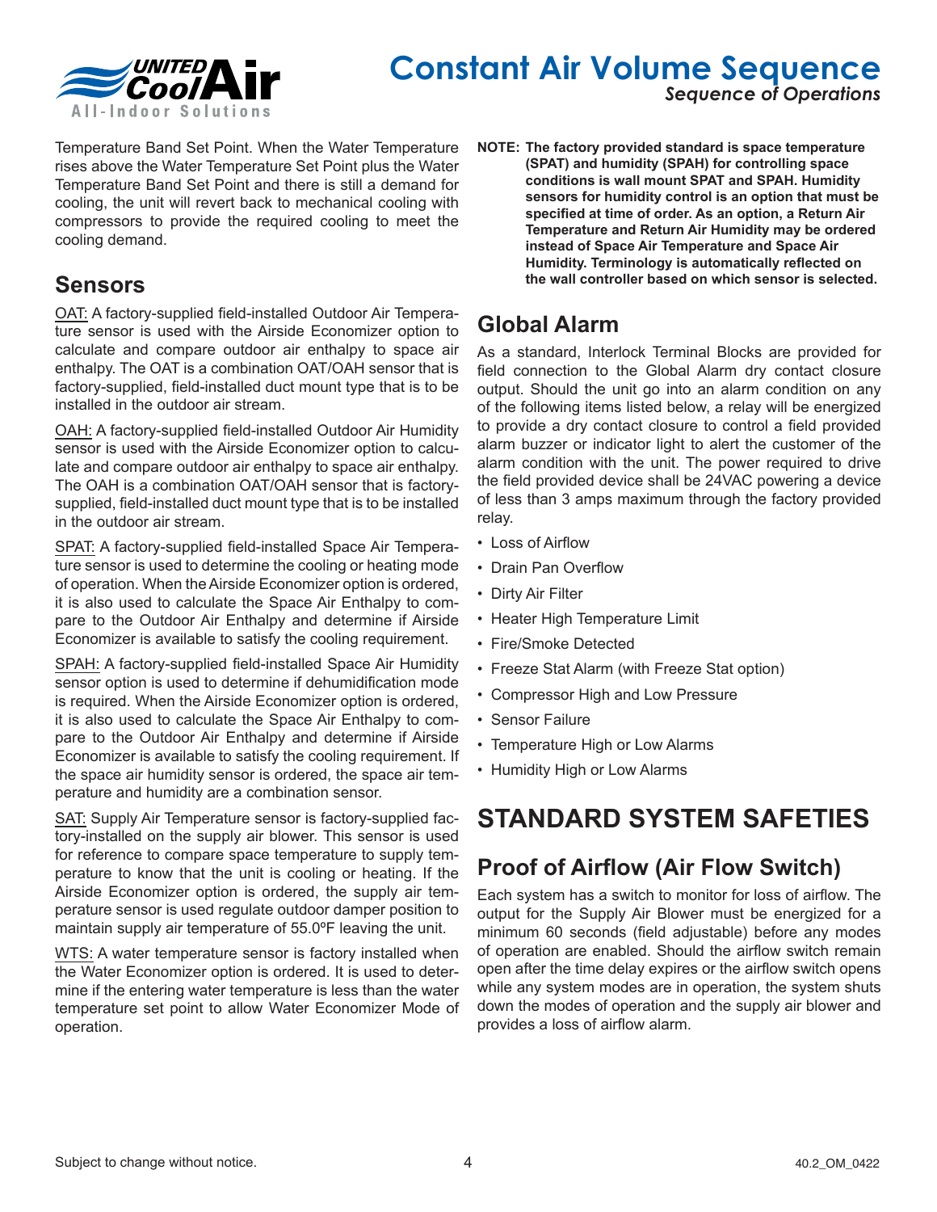Temperature Band Set Point. When the Water Temperature rises above the Water Temperature Set Point plus the Water Temperature Band Set Point and there is still a demand for cooling, the unit will revert back to mechanical cooling with compressors to provide the required cooling to meet the cooling demand.

## Sensors

OAT: A factory-supplied field-installed Outdoor Air Temperature sensor is used with the Airside Economizer option to calculate and compare outdoor air enthalpy to space air enthalpy. The OAT is a combination OAT/OAH sensor that is factory-supplied, field-installed duct mount type that is to be installed in the outdoor air stream.

OAH: A factory-supplied field-installed Outdoor Air Humidity sensor is used with the Airside Economizer option to calculate and compare outdoor air enthalpy to space air enthalpy. The OAH is a combination OAT/OAH sensor that is factory-supplied, field-installed duct mount type that is to be installed in the outdoor air stream.

SPAT: A factory-supplied field-installed Space Air Temperature sensor is used to determine the cooling or heating mode of operation. When the Airside Economizer option is ordered, it is also used to calculate the Space Air Enthalpy to compare to the Outdoor Air Enthalpy and determine if Airside Economizer is available to satisfy the cooling requirement.

SPAH: A factory-supplied field-installed Space Air Humidity sensor option is used to determine if dehumidification mode is required. When the Airside Economizer option is ordered, it is also used to calculate the Space Air Enthalpy to compare to the Outdoor Air Enthalpy and determine if Airside Economizer is available to satisfy the cooling requirement. If the space air humidity sensor is ordered, the space air temperature and humidity are a combination sensor.

SAT: Supply Air Temperature sensor is factory-supplied factory-installed on the supply air blower. This sensor is used for reference to compare space temperature to supply temperature to know that the unit is cooling or heating. If the Airside Economizer option is ordered, the supply air temperature sensor is used regulate outdoor damper position to maintain supply air temperature of 55.0ºF leaving the unit.

WTS: A water temperature sensor is factory installed when the Water Economizer option is ordered. It is used to determine if the entering water temperature is less than the water temperature set point to allow Water Economizer Mode of operation.

**NOTE: The factory provided standard is space temperature (SPAT) and humidity (SPAH) for controlling space conditions is wall mount SPAT and SPAH. Humidity sensors for humidity control is an option that must be specified at time of order. As an option, a Return Air Temperature and Return Air Humidity may be ordered instead of Space Air Temperature and Space Air Humidity. Terminology is automatically reflected on the wall controller based on which sensor is selected.**

## Global Alarm

As a standard, Interlock Terminal Blocks are provided for field connection to the Global Alarm dry contact closure output. Should the unit go into an alarm condition on any of the following items listed below, a relay will be energized to provide a dry contact closure to control a field provided alarm buzzer or indicator light to alert the customer of the alarm condition with the unit. The power required to drive the field provided device shall be 24VAC powering a device of less than 3 amps maximum through the factory provided relay.

- Loss of Airflow
- Drain Pan Overflow
- Dirty Air Filter
- Heater High Temperature Limit
- Fire/Smoke Detected
- Freeze Stat Alarm (with Freeze Stat option)
- Compressor High and Low Pressure
- Sensor Failure
- Temperature High or Low Alarms
- Humidity High or Low Alarms

# STANDARD SYSTEM SAFETIES

## Proof of Airflow (Air Flow Switch)

Each system has a switch to monitor for loss of airflow. The output for the Supply Air Blower must be energized for a minimum 60 seconds (field adjustable) before any modes of operation are enabled. Should the airflow switch remain open after the time delay expires or the airflow switch opens while any system modes are in operation, the system shuts down the modes of operation and the supply air blower and provides a loss of airflow alarm.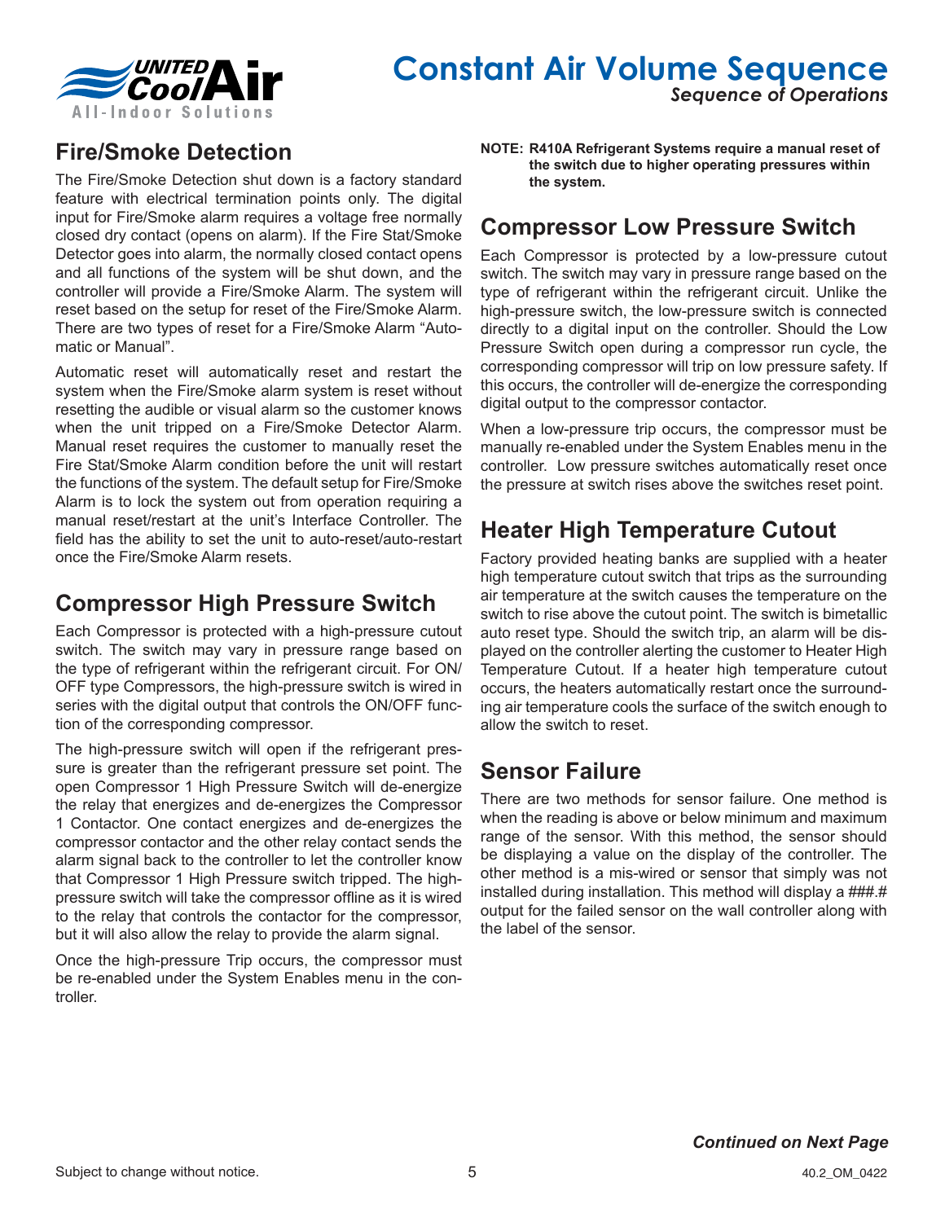# Constant Air Volume Sequence

*Sequence of Operations*

## Fire/Smoke Detection

The Fire/Smoke Detection shut down is a factory standard feature with electrical termination points only. The digital input for Fire/Smoke alarm requires a voltage free normally closed dry contact (opens on alarm). If the Fire Stat/Smoke Detector goes into alarm, the normally closed contact opens and all functions of the system will be shut down, and the controller will provide a Fire/Smoke Alarm. The system will reset based on the setup for reset of the Fire/Smoke Alarm. There are two types of reset for a Fire/Smoke Alarm "Automatic or Manual".

Automatic reset will automatically reset and restart the system when the Fire/Smoke alarm system is reset without resetting the audible or visual alarm so the customer knows when the unit tripped on a Fire/Smoke Detector Alarm. Manual reset requires the customer to manually reset the Fire Stat/Smoke Alarm condition before the unit will restart the functions of the system. The default setup for Fire/Smoke Alarm is to lock the system out from operation requiring a manual reset/restart at the unit's Interface Controller. The field has the ability to set the unit to auto-reset/auto-restart once the Fire/Smoke Alarm resets.

## Compressor High Pressure Switch

Each Compressor is protected with a high-pressure cutout switch. The switch may vary in pressure range based on the type of refrigerant within the refrigerant circuit. For ON/OFF type Compressors, the high-pressure switch is wired in series with the digital output that controls the ON/OFF function of the corresponding compressor.

The high-pressure switch will open if the refrigerant pressure is greater than the refrigerant pressure set point. The open Compressor 1 High Pressure Switch will de-energize the relay that energizes and de-energizes the Compressor 1 Contactor. One contact energizes and de-energizes the compressor contactor and the other relay contact sends the alarm signal back to the controller to let the controller know that Compressor 1 High Pressure switch tripped. The high-pressure switch will take the compressor offline as it is wired to the relay that controls the contactor for the compressor, but it will also allow the relay to provide the alarm signal.

Once the high-pressure Trip occurs, the compressor must be re-enabled under the System Enables menu in the controller.

**NOTE: R410A Refrigerant Systems require a manual reset of the switch due to higher operating pressures within the system.**

## Compressor Low Pressure Switch

Each Compressor is protected by a low-pressure cutout switch. The switch may vary in pressure range based on the type of refrigerant within the refrigerant circuit. Unlike the high-pressure switch, the low-pressure switch is connected directly to a digital input on the controller. Should the Low Pressure Switch open during a compressor run cycle, the corresponding compressor will trip on low pressure safety. If this occurs, the controller will de-energize the corresponding digital output to the compressor contactor.

When a low-pressure trip occurs, the compressor must be manually re-enabled under the System Enables menu in the controller. Low pressure switches automatically reset once the pressure at switch rises above the switches reset point.

## Heater High Temperature Cutout

Factory provided heating banks are supplied with a heater high temperature cutout switch that trips as the surrounding air temperature at the switch causes the temperature on the switch to rise above the cutout point. The switch is bimetallic auto reset type. Should the switch trip, an alarm will be displayed on the controller alerting the customer to Heater High Temperature Cutout. If a heater high temperature cutout occurs, the heaters automatically restart once the surrounding air temperature cools the surface of the switch enough to allow the switch to reset.

## Sensor Failure

There are two methods for sensor failure. One method is when the reading is above or below minimum and maximum range of the sensor. With this method, the sensor should be displaying a value on the display of the controller. The other method is a mis-wired or sensor that simply was not installed during installation. This method will display a ###.# output for the failed sensor on the wall controller along with the label of the sensor.

***Continued on Next Page***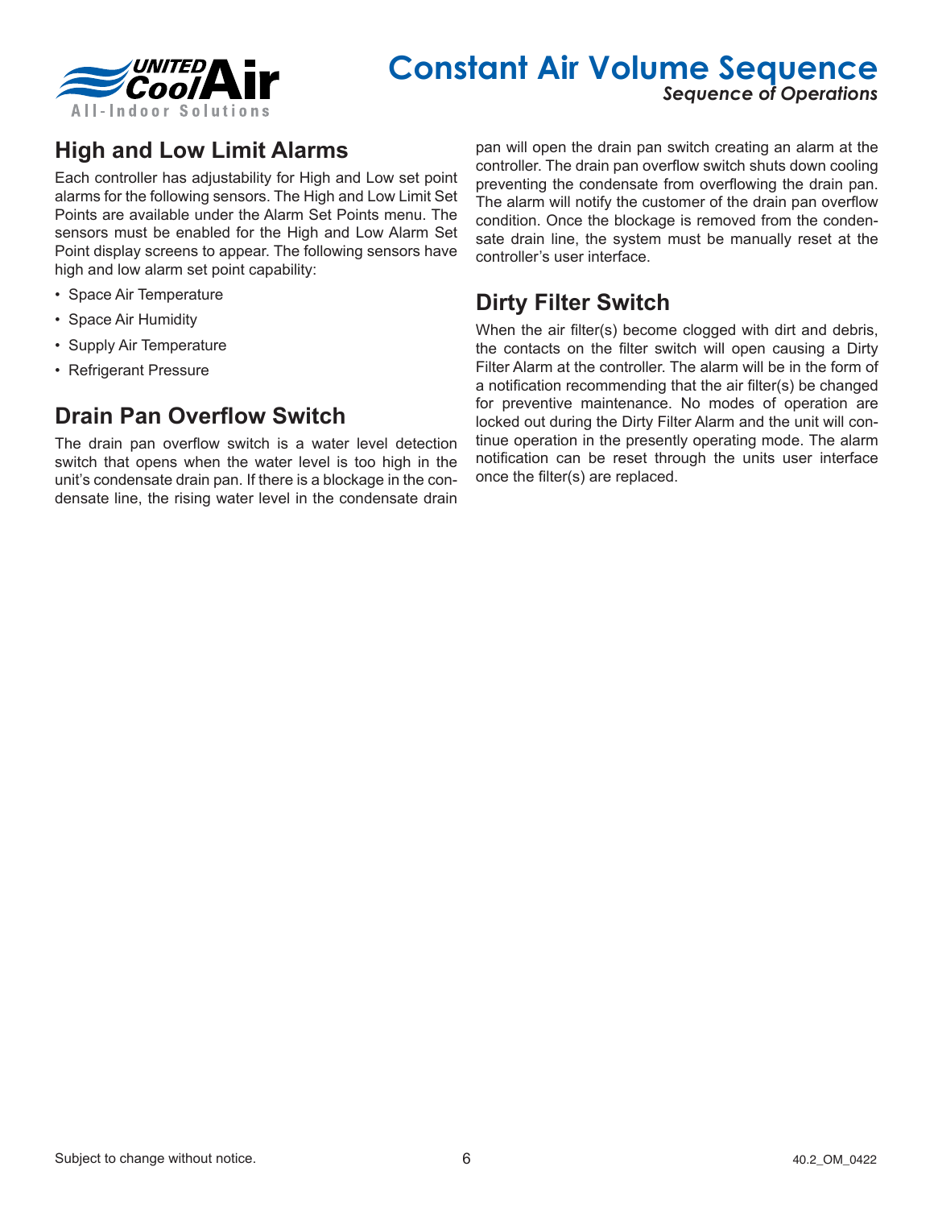## High and Low Limit Alarms

Each controller has adjustability for High and Low set point alarms for the following sensors. The High and Low Limit Set Points are available under the Alarm Set Points menu. The sensors must be enabled for the High and Low Alarm Set Point display screens to appear. The following sensors have high and low alarm set point capability:

- Space Air Temperature
- Space Air Humidity
- Supply Air Temperature
- Refrigerant Pressure

## Drain Pan Overflow Switch

The drain pan overflow switch is a water level detection switch that opens when the water level is too high in the unit's condensate drain pan. If there is a blockage in the condensate line, the rising water level in the condensate drain pan will open the drain pan switch creating an alarm at the controller. The drain pan overflow switch shuts down cooling preventing the condensate from overflowing the drain pan. The alarm will notify the customer of the drain pan overflow condition. Once the blockage is removed from the condensate drain line, the system must be manually reset at the controller's user interface.

## Dirty Filter Switch

When the air filter(s) become clogged with dirt and debris, the contacts on the filter switch will open causing a Dirty Filter Alarm at the controller. The alarm will be in the form of a notification recommending that the air filter(s) be changed for preventive maintenance. No modes of operation are locked out during the Dirty Filter Alarm and the unit will continue operation in the presently operating mode. The alarm notification can be reset through the units user interface once the filter(s) are replaced.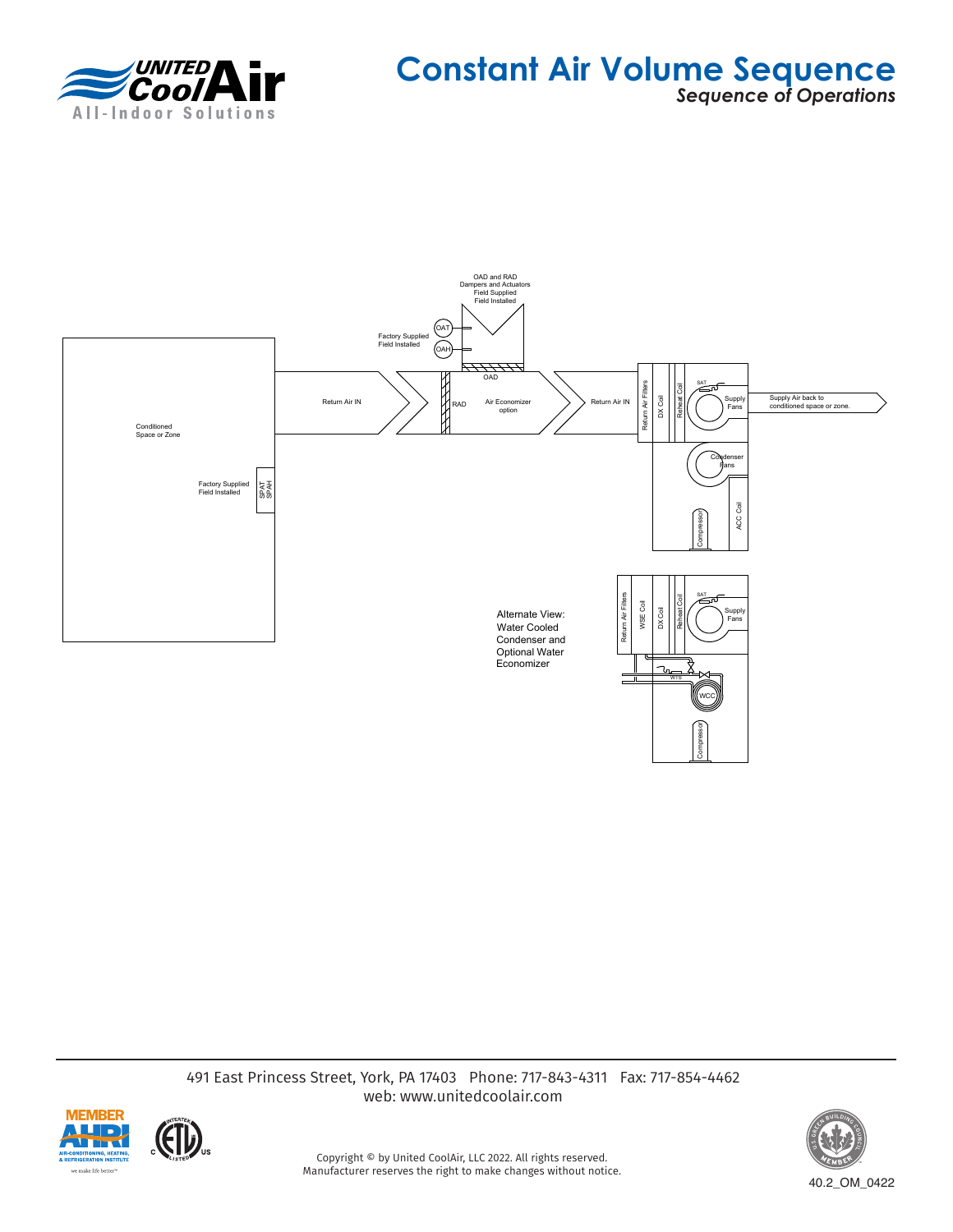# Constant Air Volume Sequence

*Sequence of Operations*

OAD and RAD
Dampers and Actuators
Field Supplied
Field Installed

Factory Supplied
Field Installed

OAT

OAH

OAD

Conditioned
Space or Zone

Return Air IN

RAD

Air Economizer
option

Return Air IN

Return Air Filters

DX Coil

Reheat Coil

SAT

Supply
Fans

Supply Air back to
conditioned space or zone.

Condenser
Fans

Compressor

ACC Coil

Factory Supplied
Field Installed

SPAT
SPAH

Alternate View:
Water Cooled
Condenser and
Optional Water
Economizer

Return Air Filters

WSE Coil

DX Coil

Reheat Coil

SAT

Supply
Fans

WTS

WCC

Compressor

491 East Princess Street, York, PA 17403 Phone: 717-843-4311 Fax: 717-854-4462
web: www.unitedcoolair.com

Copyright © by United CoolAir, LLC 2022. All rights reserved.
Manufacturer reserves the right to make changes without notice.

40.2_OM_0422